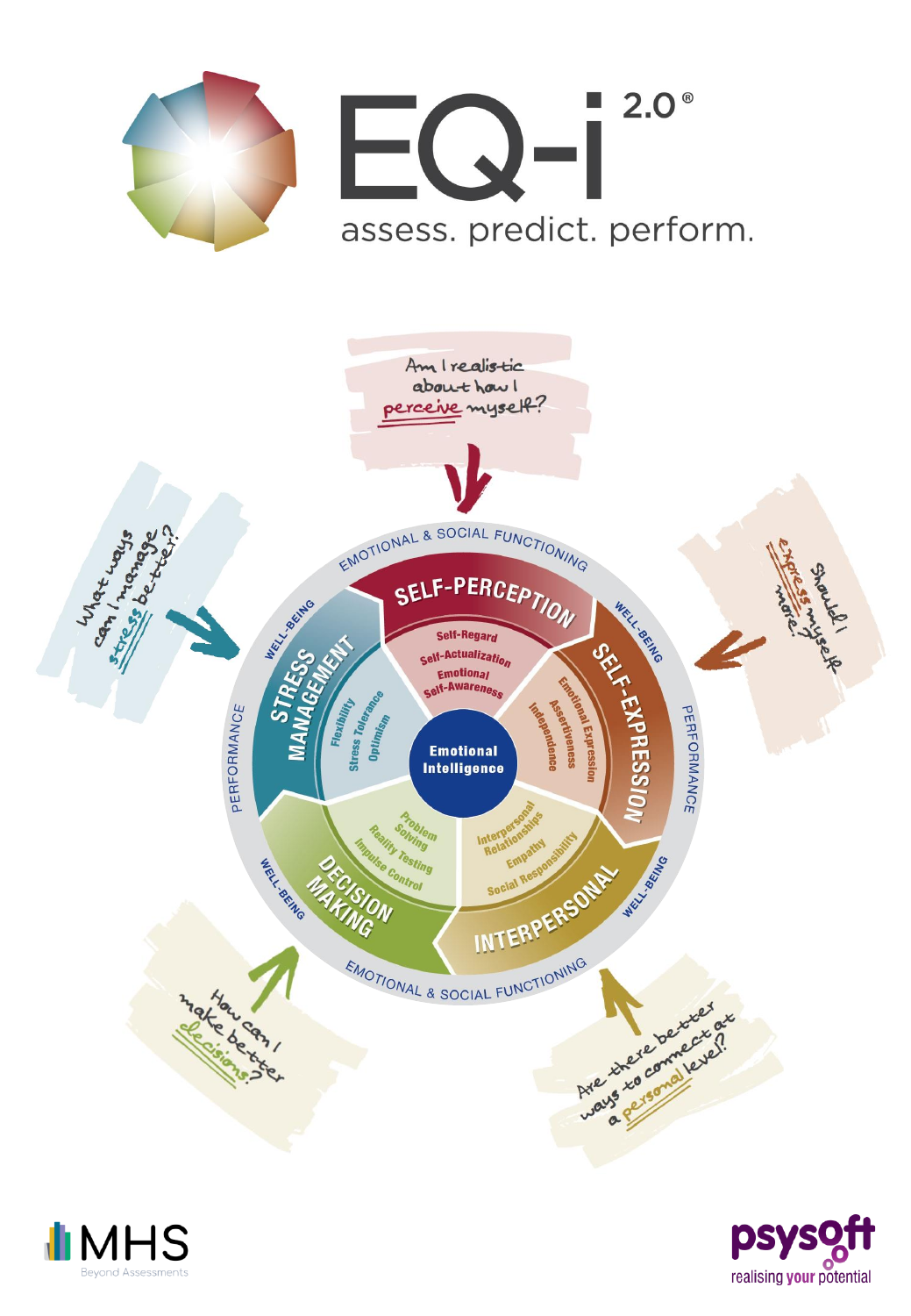# EQ-i 2.0®

assess. predict. perform.

Am I realistic about how I perceive myself?

What ways can I manage stress better?

Should I express myself more?

How can I make better decisions?

Are there better ways to connect at a personal level?

EMOTIONAL & SOCIAL FUNCTIONING

**Emotional Intelligence**

**SELF-PERCEPTION**
- Self-Regard
- Self-Actualization
- Emotional Self-Awareness

**SELF-EXPRESSION**
- Emotional Expression
- Assertiveness
- Independence

**INTERPERSONAL**
- Interpersonal Relationships
- Empathy
- Social Responsibility

**DECISION MAKING**
- Problem Solving
- Reality Testing
- Impulse Control

**STRESS MANAGEMENT**
- Flexibility
- Stress Tolerance
- Optimism

WELL-BEING

PERFORMANCE

MHS Beyond Assessments

psysoft realising your potential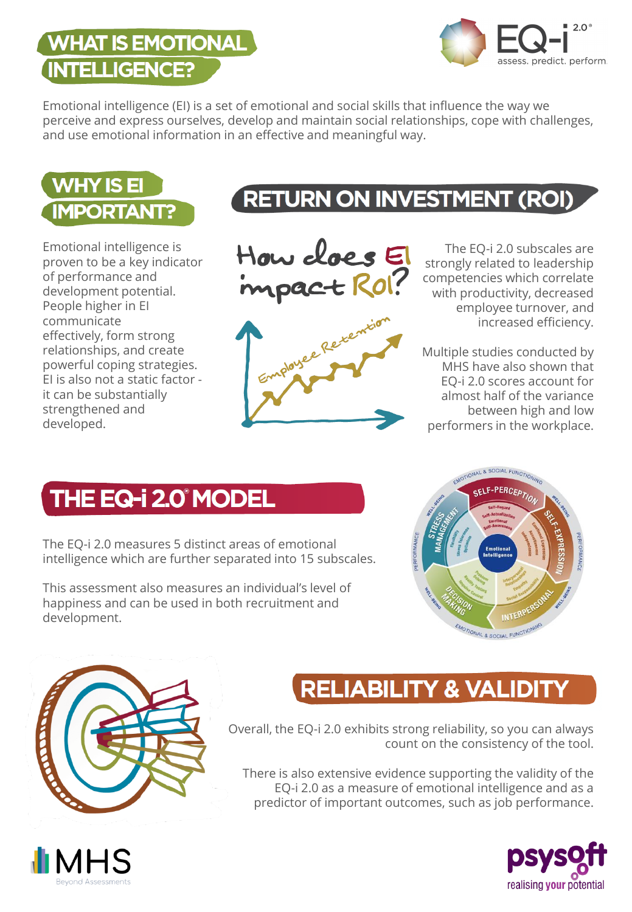# WHAT IS EMOTIONAL INTELLIGENCE?

Emotional intelligence (EI) is a set of emotional and social skills that influence the way we perceive and express ourselves, develop and maintain social relationships, cope with challenges, and use emotional information in an effective and meaningful way.

## WHY IS EI IMPORTANT?

Emotional intelligence is proven to be a key indicator of performance and development potential. People higher in EI communicate effectively, form strong relationships, and create powerful coping strategies. EI is also not a static factor - it can be substantially strengthened and developed.

## RETURN ON INVESTMENT (ROI)

How does EI impact ROI?

The EQ-i 2.0 subscales are strongly related to leadership competencies which correlate with productivity, decreased employee turnover, and increased efficiency.

Multiple studies conducted by MHS have also shown that EQ-i 2.0 scores account for almost half of the variance between high and low performers in the workplace.

## THE EQ-i 2.0® MODEL

The EQ-i 2.0 measures 5 distinct areas of emotional intelligence which are further separated into 15 subscales.

This assessment also measures an individual's level of happiness and can be used in both recruitment and development.

## RELIABILITY & VALIDITY

Overall, the EQ-i 2.0 exhibits strong reliability, so you can always count on the consistency of the tool.

There is also extensive evidence supporting the validity of the EQ-i 2.0 as a measure of emotional intelligence and as a predictor of important outcomes, such as job performance.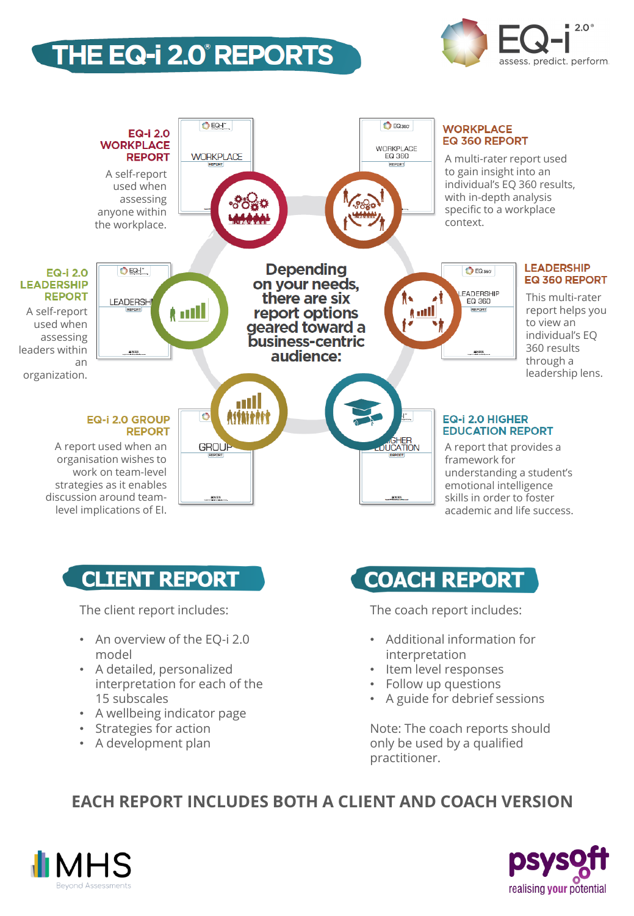# THE EQ-i 2.0® REPORTS

EQ-i 2.0® assess. predict. perform.

Depending on your needs, there are six report options geared toward a business-centric audience:

### EQ-i 2.0 WORKPLACE REPORT

A self-report used when assessing anyone within the workplace.

### WORKPLACE EQ 360 REPORT

A multi-rater report used to gain insight into an individual's EQ 360 results, with in-depth analysis specific to a workplace context.

### EQ-i 2.0 LEADERSHIP REPORT

A self-report used when assessing leaders within an organization.

### LEADERSHIP EQ 360 REPORT

This multi-rater report helps you to view an individual's EQ 360 results through a leadership lens.

### EQ-i 2.0 GROUP REPORT

A report used when an organisation wishes to work on team-level strategies as it enables discussion around team-level implications of EI.

### EQ-i 2.0 HIGHER EDUCATION REPORT

A report that provides a framework for understanding a student's emotional intelligence skills in order to foster academic and life success.

## CLIENT REPORT

The client report includes:

- An overview of the EQ-i 2.0 model
- A detailed, personalized interpretation for each of the 15 subscales
- A wellbeing indicator page
- Strategies for action
- A development plan

## COACH REPORT

The coach report includes:

- Additional information for interpretation
- Item level responses
- Follow up questions
- A guide for debrief sessions

Note: The coach reports should only be used by a qualified practitioner.

**EACH REPORT INCLUDES BOTH A CLIENT AND COACH VERSION**

MHS Beyond Assessments

psysoft realising your potential